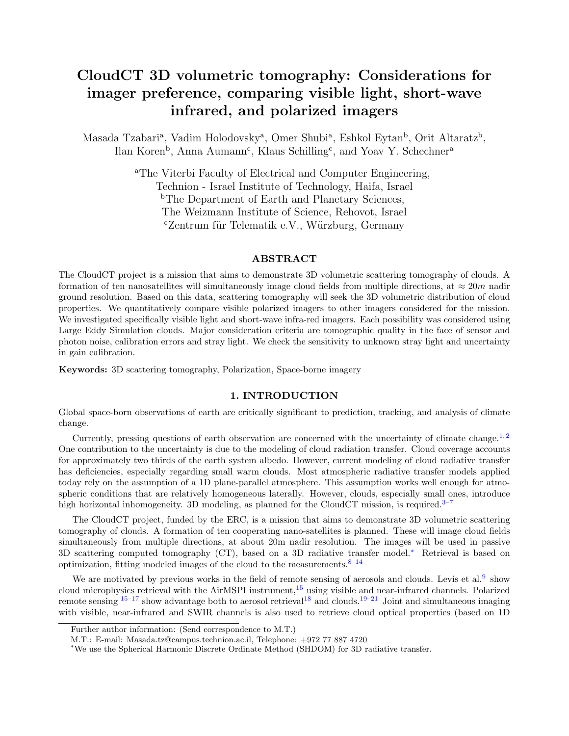# CloudCT 3D volumetric tomography: Considerations for imager preference, comparing visible light, short-wave infrared, and polarized imagers

Masada Tzabari[a], Vadim Holodovsky[a], Omer Shubi[a], Eshkol Eytan[b], Orit Altaratz[b], Ilan Koren[b], Anna Aumann[c], Klaus Schilling[c], and Yoav Y. Schechner[a]

[a]The Viterbi Faculty of Electrical and Computer Engineering, Technion - Israel Institute of Technology, Haifa, Israel
[b]The Department of Earth and Planetary Sciences, The Weizmann Institute of Science, Rehovot, Israel
[c]Zentrum für Telematik e.V., Würzburg, Germany

## ABSTRACT

The CloudCT project is a mission that aims to demonstrate 3D volumetric scattering tomography of clouds. A formation of ten nanosatellites will simultaneously image cloud fields from multiple directions, at $\approx 20m$ nadir ground resolution. Based on this data, scattering tomography will seek the 3D volumetric distribution of cloud properties. We quantitatively compare visible polarized imagers to other imagers considered for the mission. We investigated specifically visible light and short-wave infra-red imagers. Each possibility was considered using Large Eddy Simulation clouds. Major consideration criteria are tomographic quality in the face of sensor and photon noise, calibration errors and stray light. We check the sensitivity to unknown stray light and uncertainty in gain calibration.

**Keywords:** 3D scattering tomography, Polarization, Space-borne imagery

## 1. INTRODUCTION

Global space-born observations of earth are critically significant to prediction, tracking, and analysis of climate change.

Currently, pressing questions of earth observation are concerned with the uncertainty of climate change.[1,2] One contribution to the uncertainty is due to the modeling of cloud radiation transfer. Cloud coverage accounts for approximately two thirds of the earth system albedo. However, current modeling of cloud radiative transfer has deficiencies, especially regarding small warm clouds. Most atmospheric radiative transfer models applied today rely on the assumption of a 1D plane-parallel atmosphere. This assumption works well enough for atmospheric conditions that are relatively homogeneous laterally. However, clouds, especially small ones, introduce high horizontal inhomogeneity. 3D modeling, as planned for the CloudCT mission, is required.[3–7]

The CloudCT project, funded by the ERC, is a mission that aims to demonstrate 3D volumetric scattering tomography of clouds. A formation of ten cooperating nano-satellites is planned. These will image cloud fields simultaneously from multiple directions, at about 20m nadir resolution. The images will be used in passive 3D scattering computed tomography (CT), based on a 3D radiative transfer model.* Retrieval is based on optimization, fitting modeled images of the cloud to the measurements.[8–14]

We are motivated by previous works in the field of remote sensing of aerosols and clouds. Levis et al.[9] show cloud microphysics retrieval with the AirMSPI instrument,[15] using visible and near-infrared channels. Polarized remote sensing [15–17] show advantage both to aerosol retrieval[18] and clouds.[19–21] Joint and simultaneous imaging with visible, near-infrared and SWIR channels is also used to retrieve cloud optical properties (based on 1D

Further author information: (Send correspondence to M.T.)
M.T.: E-mail: Masada.tz@campus.technion.ac.il, Telephone: +972 77 887 4720

*We use the Spherical Harmonic Discrete Ordinate Method (SHDOM) for 3D radiative transfer.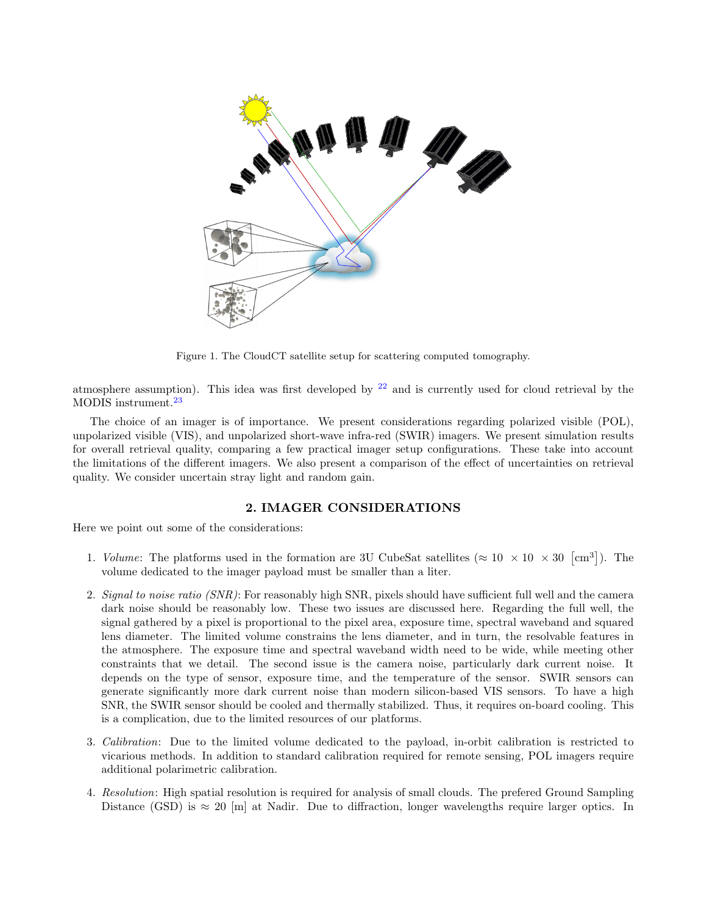Figure 1. The CloudCT satellite setup for scattering computed tomography.

atmosphere assumption). This idea was first developed by [22] and is currently used for cloud retrieval by the MODIS instrument.[23]

The choice of an imager is of importance. We present considerations regarding polarized visible (POL), unpolarized visible (VIS), and unpolarized short-wave infra-red (SWIR) imagers. We present simulation results for overall retrieval quality, comparing a few practical imager setup configurations. These take into account the limitations of the different imagers. We also present a comparison of the effect of uncertainties on retrieval quality. We consider uncertain stray light and random gain.

## 2. IMAGER CONSIDERATIONS

Here we point out some of the considerations:

1. *Volume*: The platforms used in the formation are 3U CubeSat satellites ($\approx 10 \times 10 \times 30$ $\left[\text{cm}^3\right]$). The volume dedicated to the imager payload must be smaller than a liter.

2. *Signal to noise ratio (SNR)*: For reasonably high SNR, pixels should have sufficient full well and the camera dark noise should be reasonably low. These two issues are discussed here. Regarding the full well, the signal gathered by a pixel is proportional to the pixel area, exposure time, spectral waveband and squared lens diameter. The limited volume constrains the lens diameter, and in turn, the resolvable features in the atmosphere. The exposure time and spectral waveband width need to be wide, while meeting other constraints that we detail. The second issue is the camera noise, particularly dark current noise. It depends on the type of sensor, exposure time, and the temperature of the sensor. SWIR sensors can generate significantly more dark current noise than modern silicon-based VIS sensors. To have a high SNR, the SWIR sensor should be cooled and thermally stabilized. Thus, it requires on-board cooling. This is a complication, due to the limited resources of our platforms.

3. *Calibration*: Due to the limited volume dedicated to the payload, in-orbit calibration is restricted to vicarious methods. In addition to standard calibration required for remote sensing, POL imagers require additional polarimetric calibration.

4. *Resolution*: High spatial resolution is required for analysis of small clouds. The prefered Ground Sampling Distance (GSD) is $\approx 20$ [m] at Nadir. Due to diffraction, longer wavelengths require larger optics. In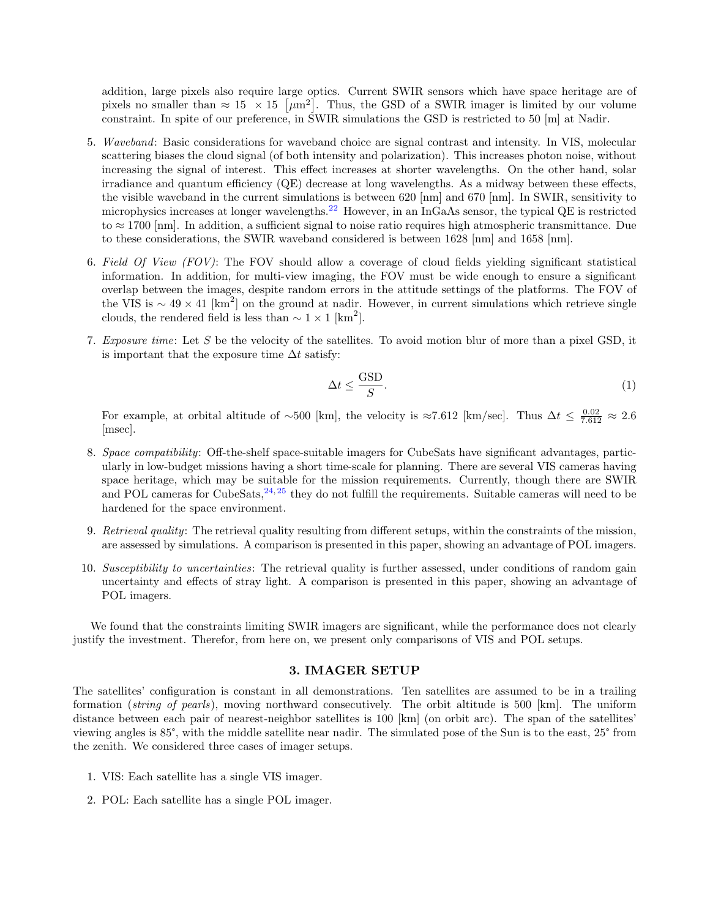addition, large pixels also require large optics. Current SWIR sensors which have space heritage are of pixels no smaller than $\approx 15 \ \times 15 \ \left[\mu\text{m}^2\right]$. Thus, the GSD of a SWIR imager is limited by our volume constraint. In spite of our preference, in SWIR simulations the GSD is restricted to 50 [m] at Nadir.

5. *Waveband*: Basic considerations for waveband choice are signal contrast and intensity. In VIS, molecular scattering biases the cloud signal (of both intensity and polarization). This increases photon noise, without increasing the signal of interest. This effect increases at shorter wavelengths. On the other hand, solar irradiance and quantum efficiency (QE) decrease at long wavelengths. As a midway between these effects, the visible waveband in the current simulations is between 620 [nm] and 670 [nm]. In SWIR, sensitivity to microphysics increases at longer wavelengths.[22] However, in an InGaAs sensor, the typical QE is restricted to $\approx 1700$ [nm]. In addition, a sufficient signal to noise ratio requires high atmospheric transmittance. Due to these considerations, the SWIR waveband considered is between 1628 [nm] and 1658 [nm].

6. *Field Of View (FOV)*: The FOV should allow a coverage of cloud fields yielding significant statistical information. In addition, for multi-view imaging, the FOV must be wide enough to ensure a significant overlap between the images, despite random errors in the attitude settings of the platforms. The FOV of the VIS is $\sim 49 \times 41$ [km$^2$] on the ground at nadir. However, in current simulations which retrieve single clouds, the rendered field is less than $\sim 1 \times 1$ [km$^2$].

7. *Exposure time*: Let $S$ be the velocity of the satellites. To avoid motion blur of more than a pixel GSD, it is important that the exposure time $\Delta t$ satisfy:

$$\Delta t \leq \frac{\text{GSD}}{S}. \tag{1}$$

   For example, at orbital altitude of $\sim$500 [km], the velocity is $\approx$7.612 [km/sec]. Thus $\Delta t \leq \frac{0.02}{7.612} \approx 2.6$ [msec].

8. *Space compatibility*: Off-the-shelf space-suitable imagers for CubeSats have significant advantages, particularly in low-budget missions having a short time-scale for planning. There are several VIS cameras having space heritage, which may be suitable for the mission requirements. Currently, though there are SWIR and POL cameras for CubeSats,[24,25] they do not fulfill the requirements. Suitable cameras will need to be hardened for the space environment.

9. *Retrieval quality*: The retrieval quality resulting from different setups, within the constraints of the mission, are assessed by simulations. A comparison is presented in this paper, showing an advantage of POL imagers.

10. *Susceptibility to uncertainties*: The retrieval quality is further assessed, under conditions of random gain uncertainty and effects of stray light. A comparison is presented in this paper, showing an advantage of POL imagers.

We found that the constraints limiting SWIR imagers are significant, while the performance does not clearly justify the investment. Therefor, from here on, we present only comparisons of VIS and POL setups.

## 3. IMAGER SETUP

The satellites' configuration is constant in all demonstrations. Ten satellites are assumed to be in a trailing formation (*string of pearls*), moving northward consecutively. The orbit altitude is 500 [km]. The uniform distance between each pair of nearest-neighbor satellites is 100 [km] (on orbit arc). The span of the satellites' viewing angles is 85°, with the middle satellite near nadir. The simulated pose of the Sun is to the east, 25° from the zenith. We considered three cases of imager setups.

1. VIS: Each satellite has a single VIS imager.

2. POL: Each satellite has a single POL imager.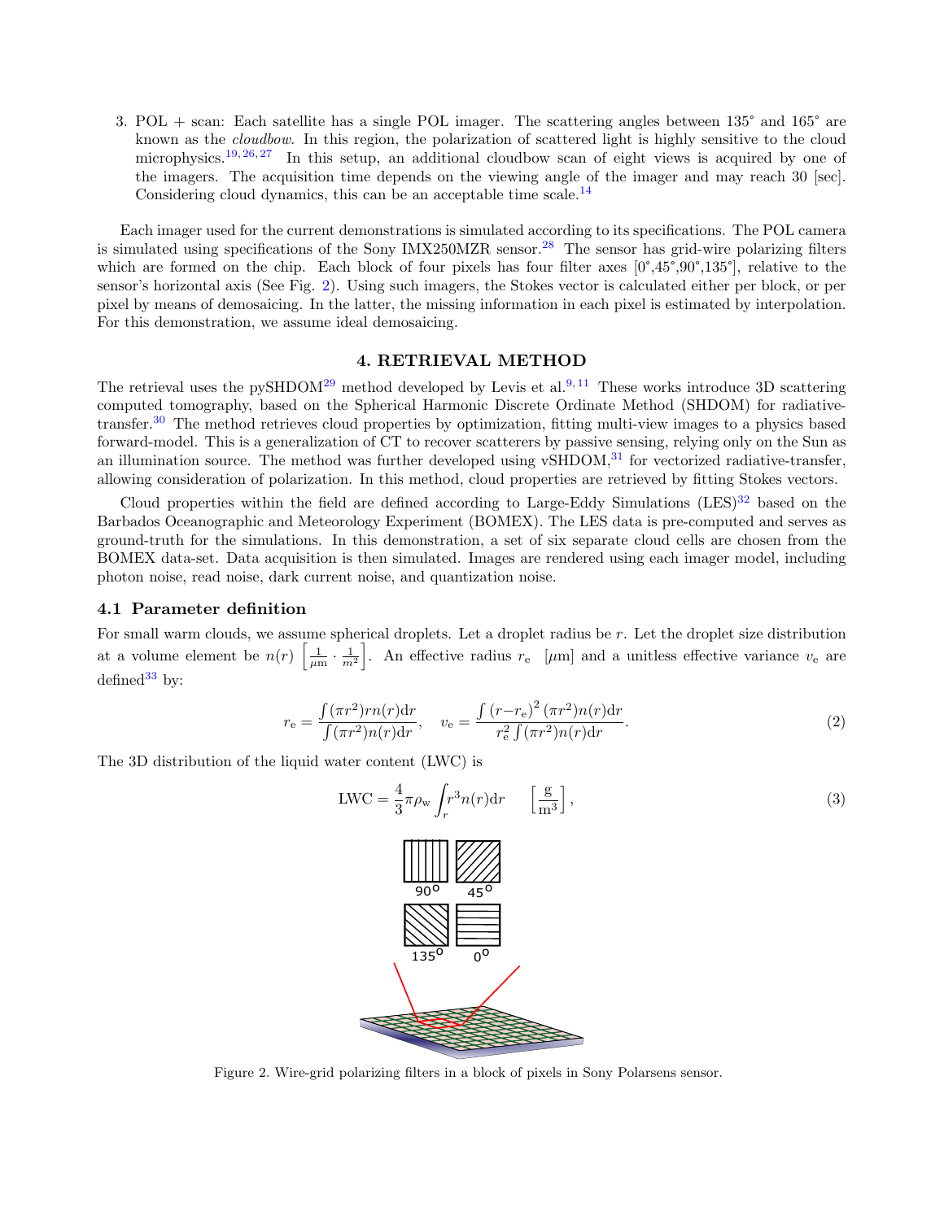3. POL + scan: Each satellite has a single POL imager. The scattering angles between 135° and 165° are known as the *cloudbow*. In this region, the polarization of scattered light is highly sensitive to the cloud microphysics.[19,26,27] In this setup, an additional cloudbow scan of eight views is acquired by one of the imagers. The acquisition time depends on the viewing angle of the imager and may reach 30 [sec]. Considering cloud dynamics, this can be an acceptable time scale.[14]

Each imager used for the current demonstrations is simulated according to its specifications. The POL camera is simulated using specifications of the Sony IMX250MZR sensor.[28] The sensor has grid-wire polarizing filters which are formed on the chip. Each block of four pixels has four filter axes [0°,45°,90°,135°], relative to the sensor's horizontal axis (See Fig. 2). Using such imagers, the Stokes vector is calculated either per block, or per pixel by means of demosaicing. In the latter, the missing information in each pixel is estimated by interpolation. For this demonstration, we assume ideal demosaicing.

## 4. RETRIEVAL METHOD

The retrieval uses the pySHDOM[29] method developed by Levis et al.[9,11] These works introduce 3D scattering computed tomography, based on the Spherical Harmonic Discrete Ordinate Method (SHDOM) for radiative-transfer.[30] The method retrieves cloud properties by optimization, fitting multi-view images to a physics based forward-model. This is a generalization of CT to recover scatterers by passive sensing, relying only on the Sun as an illumination source. The method was further developed using vSHDOM,[31] for vectorized radiative-transfer, allowing consideration of polarization. In this method, cloud properties are retrieved by fitting Stokes vectors.

Cloud properties within the field are defined according to Large-Eddy Simulations (LES)[32] based on the Barbados Oceanographic and Meteorology Experiment (BOMEX). The LES data is pre-computed and serves as ground-truth for the simulations. In this demonstration, a set of six separate cloud cells are chosen from the BOMEX data-set. Data acquisition is then simulated. Images are rendered using each imager model, including photon noise, read noise, dark current noise, and quantization noise.

### 4.1 Parameter definition

For small warm clouds, we assume spherical droplets. Let a droplet radius be $r$. Let the droplet size distribution at a volume element be $n(r)$ $\left[\frac{1}{\mu \mathrm{m}} \cdot \frac{1}{m^2}\right]$. An effective radius $r_\mathrm{e}$ [$\mu$m] and a unitless effective variance $v_\mathrm{e}$ are defined[33] by:

$$r_\mathrm{e} = \frac{\int (\pi r^2) r n(r) \mathrm{d}r}{\int (\pi r^2) n(r) \mathrm{d}r}, \quad v_\mathrm{e} = \frac{\int (r - r_\mathrm{e})^2 (\pi r^2) n(r) \mathrm{d}r}{r_\mathrm{e}^2 \int (\pi r^2) n(r) \mathrm{d}r}. \tag{2}$$

The 3D distribution of the liquid water content (LWC) is

$$\mathrm{LWC} = \frac{4}{3} \pi \rho_\mathrm{w} \int_r r^3 n(r) \mathrm{d}r \qquad \left[\frac{\mathrm{g}}{\mathrm{m}^3}\right], \tag{3}$$

Figure 2. Wire-grid polarizing filters in a block of pixels in Sony Polarsens sensor.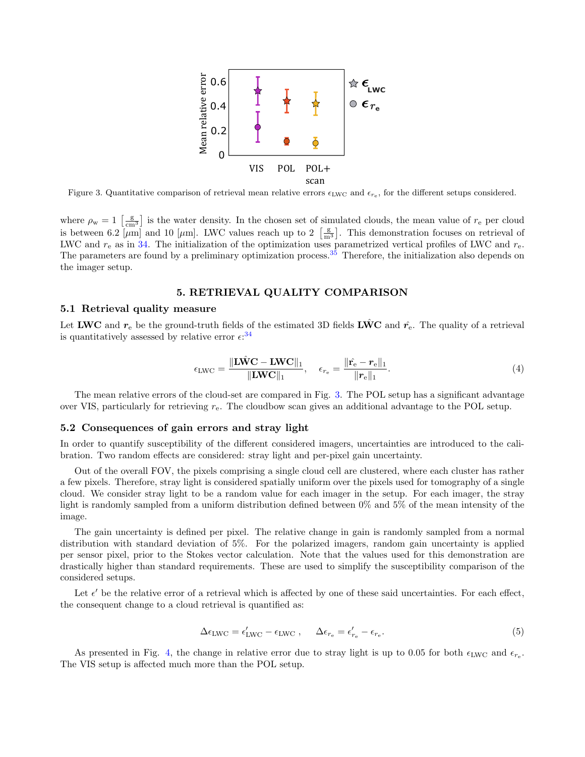Figure 3. Quantitative comparison of retrieval mean relative errors $\epsilon_{\mathrm{LWC}}$ and $\epsilon_{r_e}$, for the different setups considered.

where $\rho_w = 1\ \left[\frac{\mathrm{g}}{\mathrm{cm}^3}\right]$ is the water density. In the chosen set of simulated clouds, the mean value of $r_e$ per cloud is between 6.2 [$\mu$m] and 10 [$\mu$m]. LWC values reach up to 2 $\left[\frac{\mathrm{g}}{\mathrm{m}^3}\right]$. This demonstration focuses on retrieval of LWC and $r_e$ as in 34. The initialization of the optimization uses parametrized vertical profiles of LWC and $r_e$. The parameters are found by a preliminary optimization process.[35] Therefore, the initialization also depends on the imager setup.

## 5. RETRIEVAL QUALITY COMPARISON

### 5.1 Retrieval quality measure

Let $\mathbf{LWC}$ and $\boldsymbol{r}_e$ be the ground-truth fields of the estimated 3D fields $\hat{\mathbf{LWC}}$ and $\hat{\boldsymbol{r}}_e$. The quality of a retrieval is quantitatively assessed by relative error $\epsilon$:[34]

$$\epsilon_{\mathrm{LWC}} = \frac{\|\hat{\mathbf{LWC}} - \mathbf{LWC}\|_1}{\|\mathbf{LWC}\|_1}, \quad \epsilon_{r_e} = \frac{\|\hat{\mathbf{r}}_e - \boldsymbol{r}_e\|_1}{\|\boldsymbol{r}_e\|_1}. \tag{4}$$

The mean relative errors of the cloud-set are compared in Fig. 3. The POL setup has a significant advantage over VIS, particularly for retrieving $r_e$. The cloudbow scan gives an additional advantage to the POL setup.

### 5.2 Consequences of gain errors and stray light

In order to quantify susceptibility of the different considered imagers, uncertainties are introduced to the calibration. Two random effects are considered: stray light and per-pixel gain uncertainty.

Out of the overall FOV, the pixels comprising a single cloud cell are clustered, where each cluster has rather a few pixels. Therefore, stray light is considered spatially uniform over the pixels used for tomography of a single cloud. We consider stray light to be a random value for each imager in the setup. For each imager, the stray light is randomly sampled from a uniform distribution defined between 0% and 5% of the mean intensity of the image.

The gain uncertainty is defined per pixel. The relative change in gain is randomly sampled from a normal distribution with standard deviation of 5%. For the polarized imagers, random gain uncertainty is applied per sensor pixel, prior to the Stokes vector calculation. Note that the values used for this demonstration are drastically higher than standard requirements. These are used to simplify the susceptibility comparison of the considered setups.

Let $\epsilon'$ be the relative error of a retrieval which is affected by one of these said uncertainties. For each effect, the consequent change to a cloud retrieval is quantified as:

$$\Delta\epsilon_{\mathrm{LWC}} = \epsilon'_{\mathrm{LWC}} - \epsilon_{\mathrm{LWC}}\ , \quad \Delta\epsilon_{r_e} = \epsilon'_{r_e} - \epsilon_{r_e}. \tag{5}$$

As presented in Fig. 4, the change in relative error due to stray light is up to 0.05 for both $\epsilon_{\mathrm{LWC}}$ and $\epsilon_{r_e}$. The VIS setup is affected much more than the POL setup.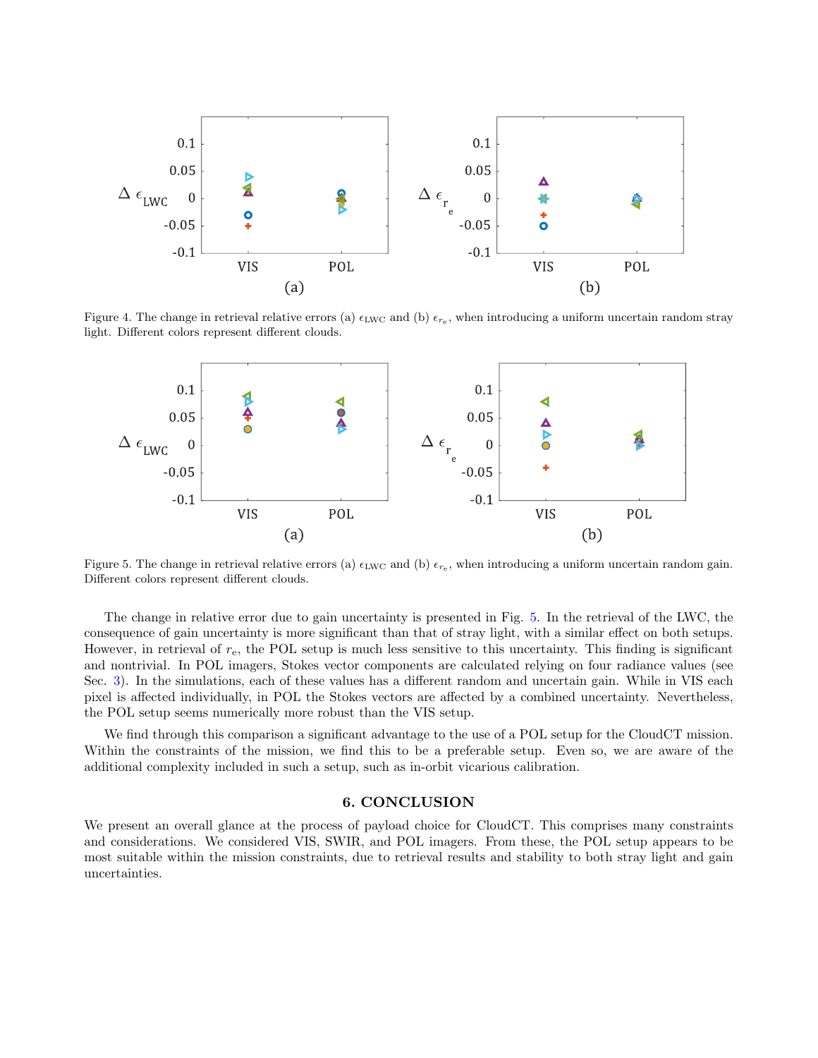Figure 4. The change in retrieval relative errors (a) $\epsilon_{\text{LWC}}$ and (b) $\epsilon_{r_e}$, when introducing a uniform uncertain random stray light. Different colors represent different clouds.

Figure 5. The change in retrieval relative errors (a) $\epsilon_{\text{LWC}}$ and (b) $\epsilon_{r_e}$, when introducing a uniform uncertain random gain. Different colors represent different clouds.

The change in relative error due to gain uncertainty is presented in Fig. 5. In the retrieval of the LWC, the consequence of gain uncertainty is more significant than that of stray light, with a similar effect on both setups. However, in retrieval of $r_e$, the POL setup is much less sensitive to this uncertainty. This finding is significant and nontrivial. In POL imagers, Stokes vector components are calculated relying on four radiance values (see Sec. 3). In the simulations, each of these values has a different random and uncertain gain. While in VIS each pixel is affected individually, in POL the Stokes vectors are affected by a combined uncertainty. Nevertheless, the POL setup seems numerically more robust than the VIS setup.

We find through this comparison a significant advantage to the use of a POL setup for the CloudCT mission. Within the constraints of the mission, we find this to be a preferable setup. Even so, we are aware of the additional complexity included in such a setup, such as in-orbit vicarious calibration.

## 6. CONCLUSION

We present an overall glance at the process of payload choice for CloudCT. This comprises many constraints and considerations. We considered VIS, SWIR, and POL imagers. From these, the POL setup appears to be most suitable within the mission constraints, due to retrieval results and stability to both stray light and gain uncertainties.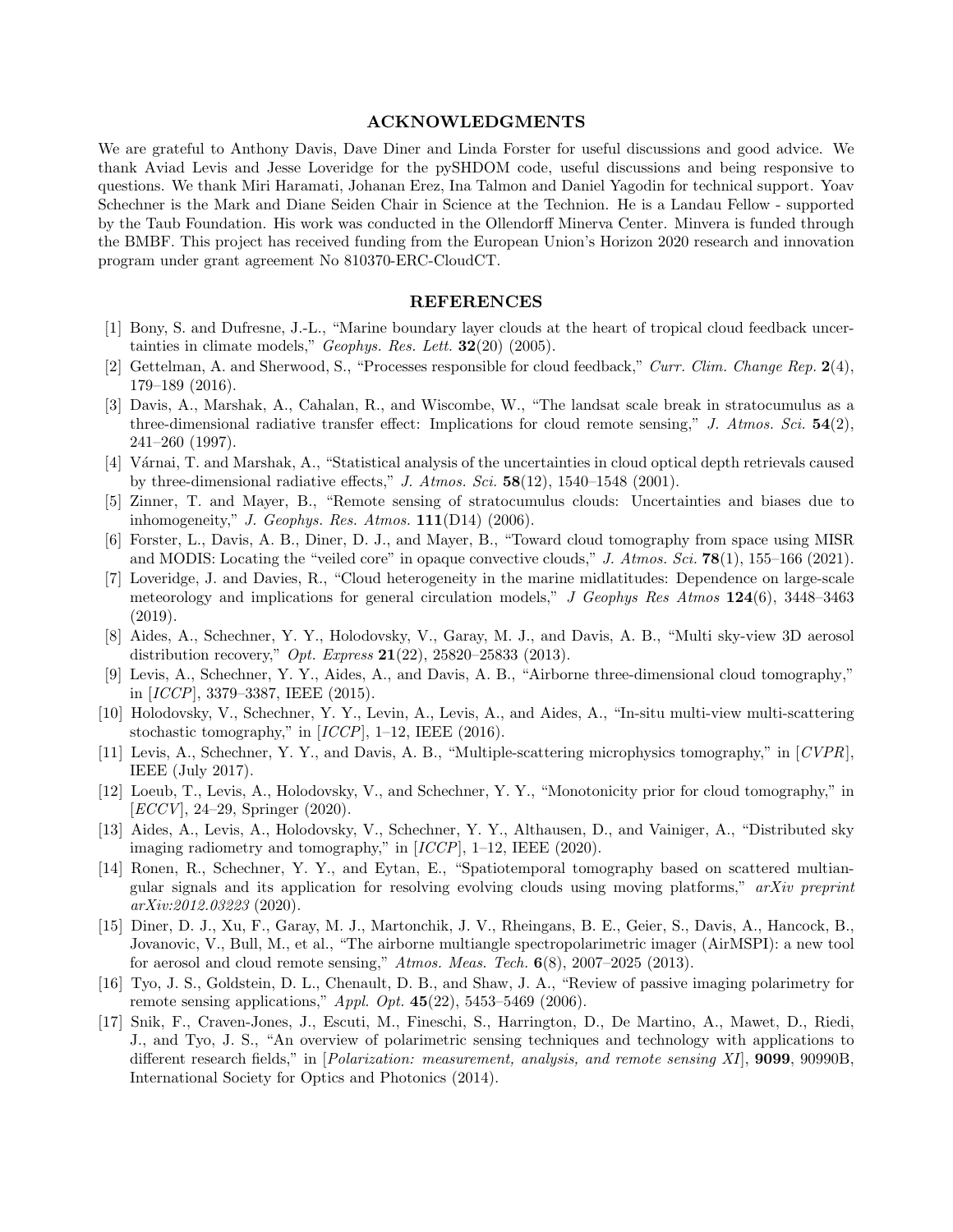## ACKNOWLEDGMENTS

We are grateful to Anthony Davis, Dave Diner and Linda Forster for useful discussions and good advice. We thank Aviad Levis and Jesse Loveridge for the pySHDOM code, useful discussions and being responsive to questions. We thank Miri Haramati, Johanan Erez, Ina Talmon and Daniel Yagodin for technical support. Yoav Schechner is the Mark and Diane Seiden Chair in Science at the Technion. He is a Landau Fellow - supported by the Taub Foundation. His work was conducted in the Ollendorff Minerva Center. Minvera is funded through the BMBF. This project has received funding from the European Union's Horizon 2020 research and innovation program under grant agreement No 810370-ERC-CloudCT.

## REFERENCES

[1] Bony, S. and Dufresne, J.-L., "Marine boundary layer clouds at the heart of tropical cloud feedback uncertainties in climate models," *Geophys. Res. Lett.* **32**(20) (2005).

[2] Gettelman, A. and Sherwood, S., "Processes responsible for cloud feedback," *Curr. Clim. Change Rep.* **2**(4), 179–189 (2016).

[3] Davis, A., Marshak, A., Cahalan, R., and Wiscombe, W., "The landsat scale break in stratocumulus as a three-dimensional radiative transfer effect: Implications for cloud remote sensing," *J. Atmos. Sci.* **54**(2), 241–260 (1997).

[4] Várnai, T. and Marshak, A., "Statistical analysis of the uncertainties in cloud optical depth retrievals caused by three-dimensional radiative effects," *J. Atmos. Sci.* **58**(12), 1540–1548 (2001).

[5] Zinner, T. and Mayer, B., "Remote sensing of stratocumulus clouds: Uncertainties and biases due to inhomogeneity," *J. Geophys. Res. Atmos.* **111**(D14) (2006).

[6] Forster, L., Davis, A. B., Diner, D. J., and Mayer, B., "Toward cloud tomography from space using MISR and MODIS: Locating the "veiled core" in opaque convective clouds," *J. Atmos. Sci.* **78**(1), 155–166 (2021).

[7] Loveridge, J. and Davies, R., "Cloud heterogeneity in the marine midlatitudes: Dependence on large-scale meteorology and implications for general circulation models," *J Geophys Res Atmos* **124**(6), 3448–3463 (2019).

[8] Aides, A., Schechner, Y. Y., Holodovsky, V., Garay, M. J., and Davis, A. B., "Multi sky-view 3D aerosol distribution recovery," *Opt. Express* **21**(22), 25820–25833 (2013).

[9] Levis, A., Schechner, Y. Y., Aides, A., and Davis, A. B., "Airborne three-dimensional cloud tomography," in [*ICCP*], 3379–3387, IEEE (2015).

[10] Holodovsky, V., Schechner, Y. Y., Levin, A., Levis, A., and Aides, A., "In-situ multi-view multi-scattering stochastic tomography," in [*ICCP*], 1–12, IEEE (2016).

[11] Levis, A., Schechner, Y. Y., and Davis, A. B., "Multiple-scattering microphysics tomography," in [*CVPR*], IEEE (July 2017).

[12] Loeub, T., Levis, A., Holodovsky, V., and Schechner, Y. Y., "Monotonicity prior for cloud tomography," in [*ECCV*], 24–29, Springer (2020).

[13] Aides, A., Levis, A., Holodovsky, V., Schechner, Y. Y., Althausen, D., and Vainiger, A., "Distributed sky imaging radiometry and tomography," in [*ICCP*], 1–12, IEEE (2020).

[14] Ronen, R., Schechner, Y. Y., and Eytan, E., "Spatiotemporal tomography based on scattered multiangular signals and its application for resolving evolving clouds using moving platforms," *arXiv preprint arXiv:2012.03223* (2020).

[15] Diner, D. J., Xu, F., Garay, M. J., Martonchik, J. V., Rheingans, B. E., Geier, S., Davis, A., Hancock, B., Jovanovic, V., Bull, M., et al., "The airborne multiangle spectropolarimetric imager (AirMSPI): a new tool for aerosol and cloud remote sensing," *Atmos. Meas. Tech.* **6**(8), 2007–2025 (2013).

[16] Tyo, J. S., Goldstein, D. L., Chenault, D. B., and Shaw, J. A., "Review of passive imaging polarimetry for remote sensing applications," *Appl. Opt.* **45**(22), 5453–5469 (2006).

[17] Snik, F., Craven-Jones, J., Escuti, M., Fineschi, S., Harrington, D., De Martino, A., Mawet, D., Riedi, J., and Tyo, J. S., "An overview of polarimetric sensing techniques and technology with applications to different research fields," in [*Polarization: measurement, analysis, and remote sensing XI*], **9099**, 90990B, International Society for Optics and Photonics (2014).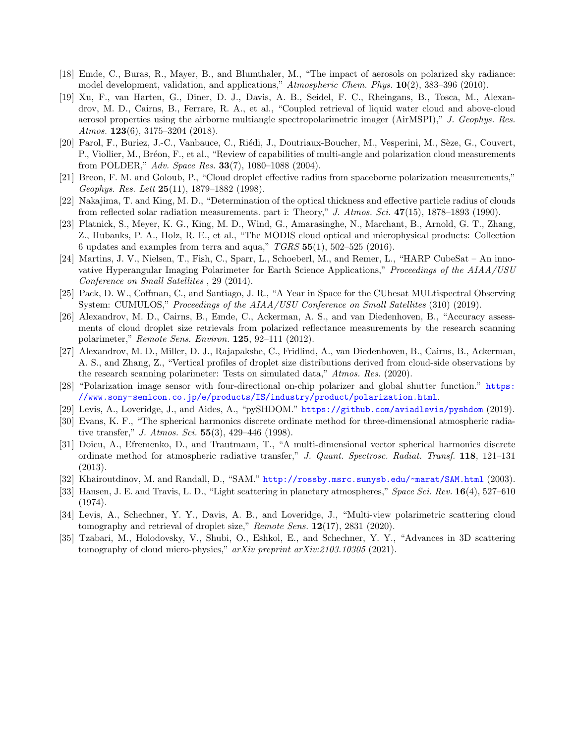[18] Emde, C., Buras, R., Mayer, B., and Blumthaler, M., "The impact of aerosols on polarized sky radiance: model development, validation, and applications," *Atmospheric Chem. Phys.* **10**(2), 383–396 (2010).

[19] Xu, F., van Harten, G., Diner, D. J., Davis, A. B., Seidel, F. C., Rheingans, B., Tosca, M., Alexandrov, M. D., Cairns, B., Ferrare, R. A., et al., "Coupled retrieval of liquid water cloud and above-cloud aerosol properties using the airborne multiangle spectropolarimetric imager (AirMSPI)," *J. Geophys. Res. Atmos.* **123**(6), 3175–3204 (2018).

[20] Parol, F., Buriez, J.-C., Vanbauce, C., Riédi, J., Doutriaux-Boucher, M., Vesperini, M., Sèze, G., Couvert, P., Viollier, M., Bréon, F., et al., "Review of capabilities of multi-angle and polarization cloud measurements from POLDER," *Adv. Space Res.* **33**(7), 1080–1088 (2004).

[21] Breon, F. M. and Goloub, P., "Cloud droplet effective radius from spaceborne polarization measurements," *Geophys. Res. Lett* **25**(11), 1879–1882 (1998).

[22] Nakajima, T. and King, M. D., "Determination of the optical thickness and effective particle radius of clouds from reflected solar radiation measurements. part i: Theory," *J. Atmos. Sci.* **47**(15), 1878–1893 (1990).

[23] Platnick, S., Meyer, K. G., King, M. D., Wind, G., Amarasinghe, N., Marchant, B., Arnold, G. T., Zhang, Z., Hubanks, P. A., Holz, R. E., et al., "The MODIS cloud optical and microphysical products: Collection 6 updates and examples from terra and aqua," *TGRS* **55**(1), 502–525 (2016).

[24] Martins, J. V., Nielsen, T., Fish, C., Sparr, L., Schoeberl, M., and Remer, L., "HARP CubeSat – An innovative Hyperangular Imaging Polarimeter for Earth Science Applications," *Proceedings of the AIAA/USU Conference on Small Satellites* , 29 (2014).

[25] Pack, D. W., Coffman, C., and Santiago, J. R., "A Year in Space for the CUbesat MULtispectral Observing System: CUMULOS," *Proceedings of the AIAA/USU Conference on Small Satellites* (310) (2019).

[26] Alexandrov, M. D., Cairns, B., Emde, C., Ackerman, A. S., and van Diedenhoven, B., "Accuracy assessments of cloud droplet size retrievals from polarized reflectance measurements by the research scanning polarimeter," *Remote Sens. Environ.* **125**, 92–111 (2012).

[27] Alexandrov, M. D., Miller, D. J., Rajapakshe, C., Fridlind, A., van Diedenhoven, B., Cairns, B., Ackerman, A. S., and Zhang, Z., "Vertical profiles of droplet size distributions derived from cloud-side observations by the research scanning polarimeter: Tests on simulated data," *Atmos. Res.* (2020).

[28] "Polarization image sensor with four-directional on-chip polarizer and global shutter function." https://www.sony-semicon.co.jp/e/products/IS/industry/product/polarization.html.

[29] Levis, A., Loveridge, J., and Aides, A., "pySHDOM." https://github.com/aviadlevis/pyshdom (2019).

[30] Evans, K. F., "The spherical harmonics discrete ordinate method for three-dimensional atmospheric radiative transfer," *J. Atmos. Sci.* **55**(3), 429–446 (1998).

[31] Doicu, A., Efremenko, D., and Trautmann, T., "A multi-dimensional vector spherical harmonics discrete ordinate method for atmospheric radiative transfer," *J. Quant. Spectrosc. Radiat. Transf.* **118**, 121–131 (2013).

[32] Khairoutdinov, M. and Randall, D., "SAM." http://rossby.msrc.sunysb.edu/~marat/SAM.html (2003).

[33] Hansen, J. E. and Travis, L. D., "Light scattering in planetary atmospheres," *Space Sci. Rev.* **16**(4), 527–610 (1974).

[34] Levis, A., Schechner, Y. Y., Davis, A. B., and Loveridge, J., "Multi-view polarimetric scattering cloud tomography and retrieval of droplet size," *Remote Sens.* **12**(17), 2831 (2020).

[35] Tzabari, M., Holodovsky, V., Shubi, O., Eshkol, E., and Schechner, Y. Y., "Advances in 3D scattering tomography of cloud micro-physics," *arXiv preprint arXiv:2103.10305* (2021).